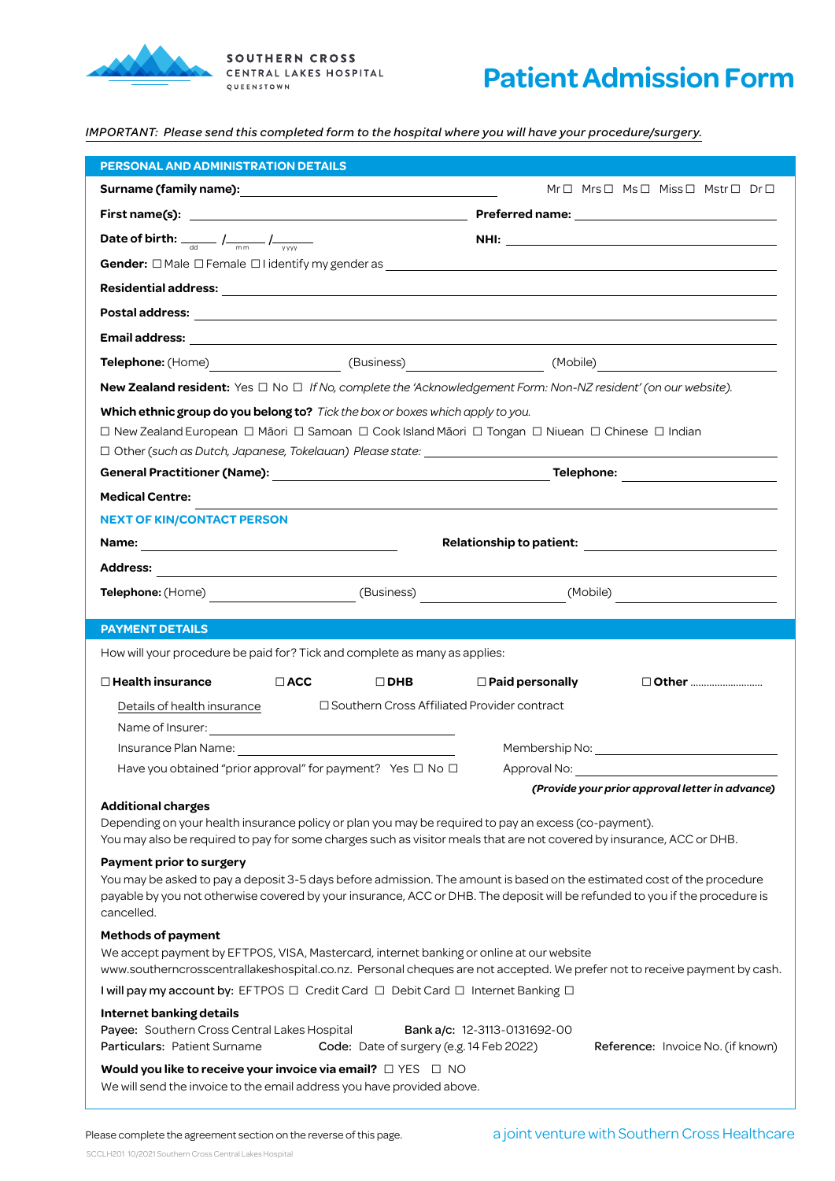SOUTHERN CROSS
CENTRAL LAKES HOSPITAL
QUEENSTOWN

# Patient Admission Form

*IMPORTANT: Please send this completed form to the hospital where you will have your procedure/surgery.*

## PERSONAL AND ADMINISTRATION DETAILS

**Surname (family name):** ______________________ Mr ☐ Mrs ☐ Ms ☐ Miss ☐ Mstr ☐ Dr ☐

**First name(s):** ______________________ **Preferred name:** ______________________

**Date of birth:** ____ / ____ / ____ (dd / mm / yyyy) **NHI:** ______________________

**Gender:** ☐ Male ☐ Female ☐ I identify my gender as ______________________

**Residential address:** ______________________

**Postal address:** ______________________

**Email address:** ______________________

**Telephone:** (Home) ____________ (Business) ____________ (Mobile) ____________

**New Zealand resident:** Yes ☐ No ☐ *If No, complete the 'Acknowledgement Form: Non-NZ resident' (on our website).*

**Which ethnic group do you belong to?** *Tick the box or boxes which apply to you.*

☐ New Zealand European ☐ Māori ☐ Samoan ☐ Cook Island Māori ☐ Tongan ☐ Niuean ☐ Chinese ☐ Indian

☐ Other (*such as Dutch, Japanese, Tokelauan) Please state:* ______________________

**General Practitioner (Name):** ______________________ **Telephone:** ______________________

**Medical Centre:** ______________________

### NEXT OF KIN/CONTACT PERSON

**Name:** ______________________ **Relationship to patient:** ______________________

**Address:** ______________________

**Telephone:** (Home) ____________ (Business) ____________ (Mobile) ____________

## PAYMENT DETAILS

How will your procedure be paid for? Tick and complete as many as applies:

☐ **Health insurance** ☐ **ACC** ☐ **DHB** ☐ **Paid personally** ☐ **Other** ..........................

Details of health insurance ☐ Southern Cross Affiliated Provider contract

Name of Insurer: ______________________

Insurance Plan Name: ______________________ Membership No: ______________________

Have you obtained "prior approval" for payment? Yes ☐ No ☐ Approval No: ______________________

***(Provide your prior approval letter in advance)***

**Additional charges**

Depending on your health insurance policy or plan you may be required to pay an excess (co-payment).
You may also be required to pay for some charges such as visitor meals that are not covered by insurance, ACC or DHB.

**Payment prior to surgery**

You may be asked to pay a deposit 3-5 days before admission. The amount is based on the estimated cost of the procedure payable by you not otherwise covered by your insurance, ACC or DHB. The deposit will be refunded to you if the procedure is cancelled.

**Methods of payment**

We accept payment by EFTPOS, VISA, Mastercard, internet banking or online at our website www.southerncrosscentrallakeshospital.co.nz. Personal cheques are not accepted. We prefer not to receive payment by cash.

**I will pay my account by:** EFTPOS ☐ Credit Card ☐ Debit Card ☐ Internet Banking ☐

**Internet banking details**

**Payee:** Southern Cross Central Lakes Hospital **Bank a/c:** 12-3113-0131692-00
**Particulars:** Patient Surname **Code:** Date of surgery (e.g. 14 Feb 2022) **Reference:** Invoice No. (if known)

**Would you like to receive your invoice via email?** ☐ YES ☐ NO

We will send the invoice to the email address you have provided above.

Please complete the agreement section on the reverse of this page.

a joint venture with Southern Cross Healthcare

SCCLH201 10/2021 Southern Cross Central Lakes Hospital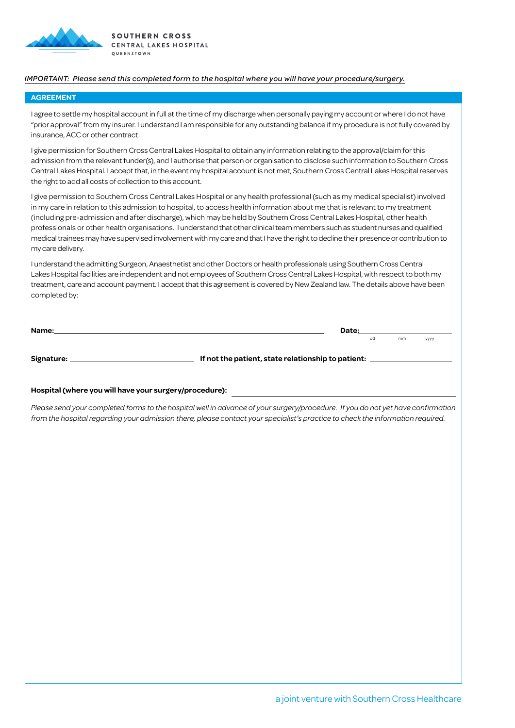**SOUTHERN CROSS**
**CENTRAL LAKES HOSPITAL**
QUEENSTOWN

*IMPORTANT: Please send this completed form to the hospital where you will have your procedure/surgery.*

## AGREEMENT

I agree to settle my hospital account in full at the time of my discharge when personally paying my account or where I do not have "prior approval" from my insurer. I understand I am responsible for any outstanding balance if my procedure is not fully covered by insurance, ACC or other contract.

I give permission for Southern Cross Central Lakes Hospital to obtain any information relating to the approval/claim for this admission from the relevant funder(s), and I authorise that person or organisation to disclose such information to Southern Cross Central Lakes Hospital. I accept that, in the event my hospital account is not met, Southern Cross Central Lakes Hospital reserves the right to add all costs of collection to this account.

I give permission to Southern Cross Central Lakes Hospital or any health professional (such as my medical specialist) involved in my care in relation to this admission to hospital, to access health information about me that is relevant to my treatment (including pre-admission and after discharge), which may be held by Southern Cross Central Lakes Hospital, other health professionals or other health organisations. I understand that other clinical team members such as student nurses and qualified medical trainees may have supervised involvement with my care and that I have the right to decline their presence or contribution to my care delivery.

I understand the admitting Surgeon, Anaesthetist and other Doctors or health professionals using Southern Cross Central Lakes Hospital facilities are independent and not employees of Southern Cross Central Lakes Hospital, with respect to both my treatment, care and account payment. I accept that this agreement is covered by New Zealand law. The details above have been completed by:

**Name:** ______________________________ **Date:** ____ dd ____ mm ____ yyyy

**Signature:** ______________________ **If not the patient, state relationship to patient:** ______________________

**Hospital (where you will have your surgery/procedure):** ______________________________

*Please send your completed forms to the hospital well in advance of your surgery/procedure. If you do not yet have confirmation from the hospital regarding your admission there, please contact your specialist's practice to check the information required.*

a joint venture with Southern Cross Healthcare